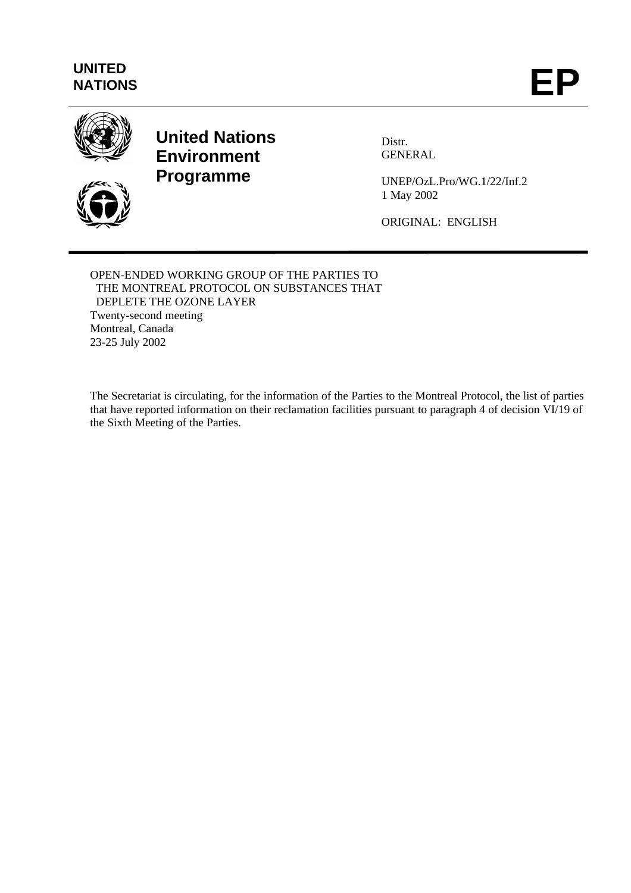**UNITED NATIONS**

# EP

## United Nations Environment Programme

Distr.
GENERAL

UNEP/OzL.Pro/WG.1/22/Inf.2
1 May 2002

ORIGINAL: ENGLISH

OPEN-ENDED WORKING GROUP OF THE PARTIES TO THE MONTREAL PROTOCOL ON SUBSTANCES THAT DEPLETE THE OZONE LAYER
Twenty-second meeting
Montreal, Canada
23-25 July 2002

The Secretariat is circulating, for the information of the Parties to the Montreal Protocol, the list of parties that have reported information on their reclamation facilities pursuant to paragraph 4 of decision VI/19 of the Sixth Meeting of the Parties.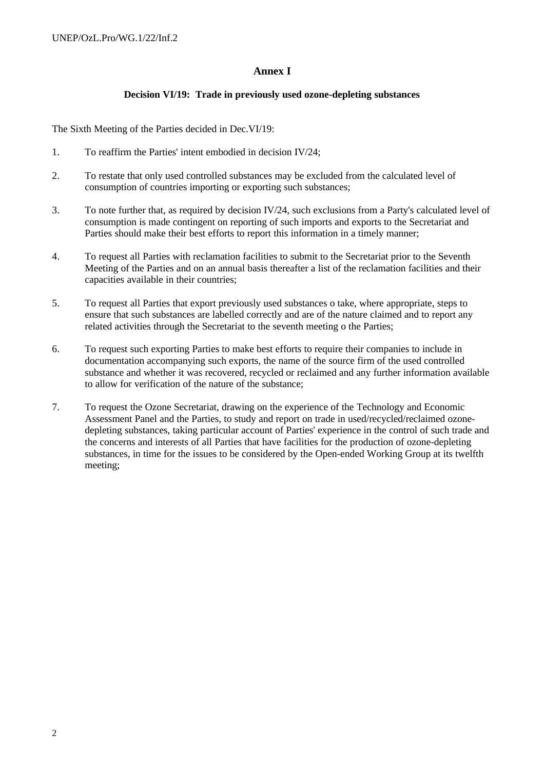## Annex I

### Decision VI/19: Trade in previously used ozone-depleting substances

The Sixth Meeting of the Parties decided in Dec.VI/19:

1. To reaffirm the Parties' intent embodied in decision IV/24;

2. To restate that only used controlled substances may be excluded from the calculated level of consumption of countries importing or exporting such substances;

3. To note further that, as required by decision IV/24, such exclusions from a Party's calculated level of consumption is made contingent on reporting of such imports and exports to the Secretariat and Parties should make their best efforts to report this information in a timely manner;

4. To request all Parties with reclamation facilities to submit to the Secretariat prior to the Seventh Meeting of the Parties and on an annual basis thereafter a list of the reclamation facilities and their capacities available in their countries;

5. To request all Parties that export previously used substances o take, where appropriate, steps to ensure that such substances are labelled correctly and are of the nature claimed and to report any related activities through the Secretariat to the seventh meeting o the Parties;

6. To request such exporting Parties to make best efforts to require their companies to include in documentation accompanying such exports, the name of the source firm of the used controlled substance and whether it was recovered, recycled or reclaimed and any further information available to allow for verification of the nature of the substance;

7. To request the Ozone Secretariat, drawing on the experience of the Technology and Economic Assessment Panel and the Parties, to study and report on trade in used/recycled/reclaimed ozone-depleting substances, taking particular account of Parties' experience in the control of such trade and the concerns and interests of all Parties that have facilities for the production of ozone-depleting substances, in time for the issues to be considered by the Open-ended Working Group at its twelfth meeting;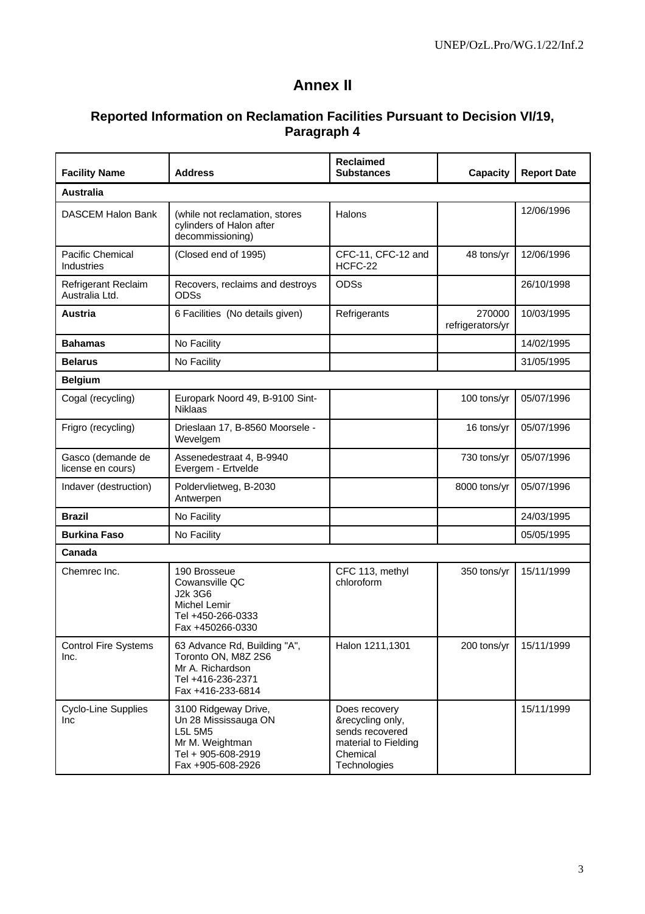# Annex II

## Reported Information on Reclamation Facilities Pursuant to Decision VI/19, Paragraph 4

| Facility Name | Address | Reclaimed Substances | Capacity | Report Date |
|---|---|---|---|---|
| **Australia** | | | | |
| DASCEM Halon Bank | (while not reclamation, stores cylinders of Halon after decommissioning) | Halons | | 12/06/1996 |
| Pacific Chemical Industries | (Closed end of 1995) | CFC-11, CFC-12 and HCFC-22 | 48 tons/yr | 12/06/1996 |
| Refrigerant Reclaim Australia Ltd. | Recovers, reclaims and destroys ODSs | ODSs | | 26/10/1998 |
| **Austria** | 6 Facilities (No details given) | Refrigerants | 270000 refrigerators/yr | 10/03/1995 |
| **Bahamas** | No Facility | | | 14/02/1995 |
| **Belarus** | No Facility | | | 31/05/1995 |
| **Belgium** | | | | |
| Cogal (recycling) | Europark Noord 49, B-9100 Sint-Niklaas | | 100 tons/yr | 05/07/1996 |
| Frigro (recycling) | Drieslaan 17, B-8560 Moorsele - Wevelgem | | 16 tons/yr | 05/07/1996 |
| Gasco (demande de license en cours) | Assenedestraat 4, B-9940 Evergem - Ertvelde | | 730 tons/yr | 05/07/1996 |
| Indaver (destruction) | Poldervlietweg, B-2030 Antwerpen | | 8000 tons/yr | 05/07/1996 |
| **Brazil** | No Facility | | | 24/03/1995 |
| **Burkina Faso** | No Facility | | | 05/05/1995 |
| **Canada** | | | | |
| Chemrec Inc. | 190 Brosseue<br>Cowansville QC<br>J2k 3G6<br>Michel Lemir<br>Tel +450-266-0333<br>Fax +450266-0330 | CFC 113, methyl chloroform | 350 tons/yr | 15/11/1999 |
| Control Fire Systems Inc. | 63 Advance Rd, Building "A", Toronto ON, M8Z 2S6<br>Mr A. Richardson<br>Tel +416-236-2371<br>Fax +416-233-6814 | Halon 1211,1301 | 200 tons/yr | 15/11/1999 |
| Cyclo-Line Supplies Inc | 3100 Ridgeway Drive, Un 28 Mississauga ON<br>L5L 5M5<br>Mr M. Weightman<br>Tel + 905-608-2919<br>Fax +905-608-2926 | Does recovery &recycling only, sends recovered material to Fielding Chemical Technologies | | 15/11/1999 |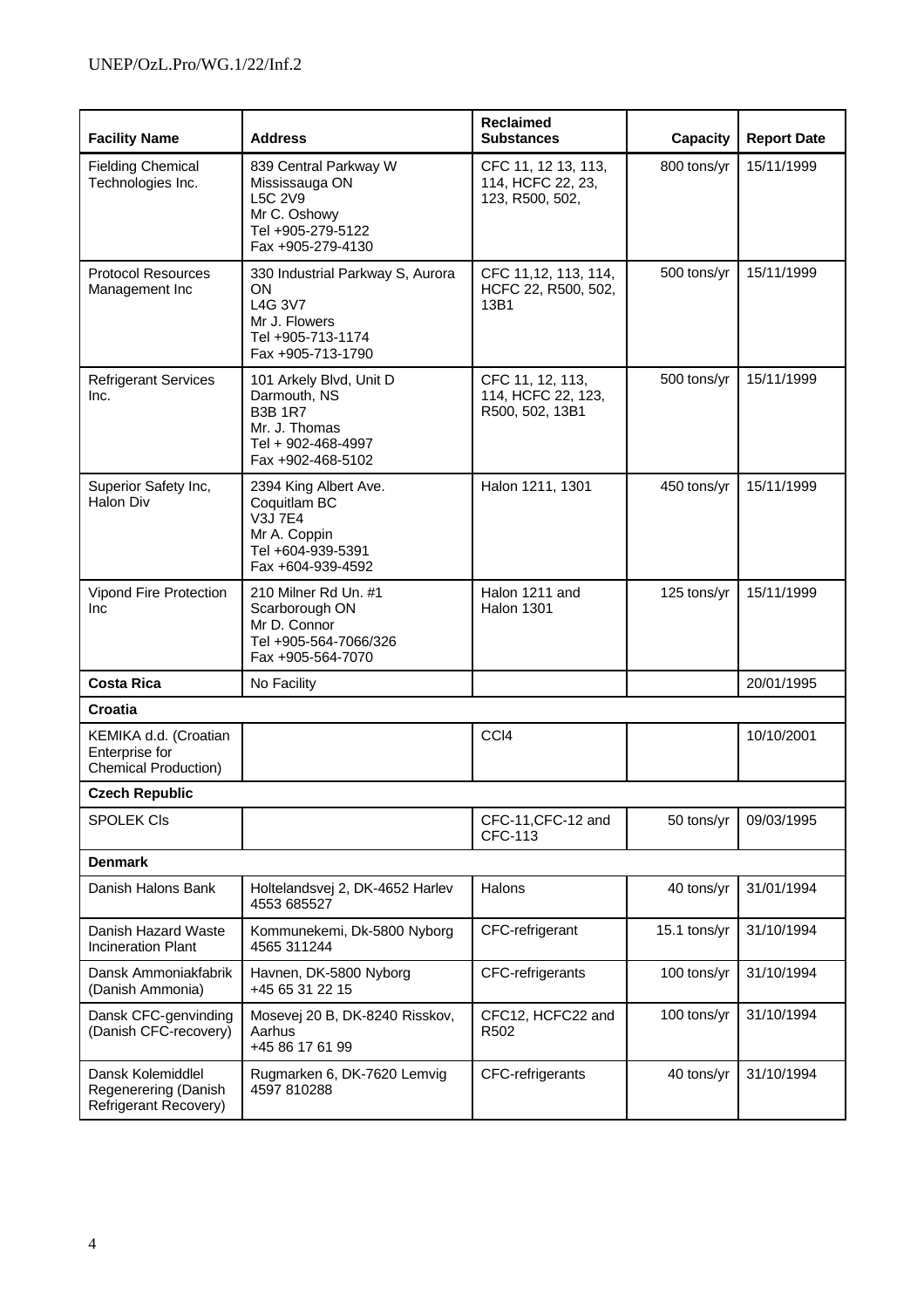| Facility Name | Address | Reclaimed Substances | Capacity | Report Date |
|---|---|---|---|---|
| Fielding Chemical Technologies Inc. | 839 Central Parkway W Mississauga ON L5C 2V9 Mr C. Oshowy Tel +905-279-5122 Fax +905-279-4130 | CFC 11, 12 13, 113, 114, HCFC 22, 23, 123, R500, 502, | 800 tons/yr | 15/11/1999 |
| Protocol Resources Management Inc | 330 Industrial Parkway S, Aurora ON L4G 3V7 Mr J. Flowers Tel +905-713-1174 Fax +905-713-1790 | CFC 11,12, 113, 114, HCFC 22, R500, 502, 13B1 | 500 tons/yr | 15/11/1999 |
| Refrigerant Services Inc. | 101 Arkely Blvd, Unit D Darmouth, NS B3B 1R7 Mr. J. Thomas Tel + 902-468-4997 Fax +902-468-5102 | CFC 11, 12, 113, 114, HCFC 22, 123, R500, 502, 13B1 | 500 tons/yr | 15/11/1999 |
| Superior Safety Inc, Halon Div | 2394 King Albert Ave. Coquitlam BC V3J 7E4 Mr A. Coppin Tel +604-939-5391 Fax +604-939-4592 | Halon 1211, 1301 | 450 tons/yr | 15/11/1999 |
| Vipond Fire Protection Inc | 210 Milner Rd Un. #1 Scarborough ON Mr D. Connor Tel +905-564-7066/326 Fax +905-564-7070 | Halon 1211 and Halon 1301 | 125 tons/yr | 15/11/1999 |
| **Costa Rica** | No Facility | | | 20/01/1995 |
| **Croatia** | | | | |
| KEMIKA d.d. (Croatian Enterprise for Chemical Production) | | CCl4 | | 10/10/2001 |
| **Czech Republic** | | | | |
| SPOLEK CIs | | CFC-11,CFC-12 and CFC-113 | 50 tons/yr | 09/03/1995 |
| **Denmark** | | | | |
| Danish Halons Bank | Holtelandsvej 2, DK-4652 Harlev 4553 685527 | Halons | 40 tons/yr | 31/01/1994 |
| Danish Hazard Waste Incineration Plant | Kommunekemi, Dk-5800 Nyborg 4565 311244 | CFC-refrigerant | 15.1 tons/yr | 31/10/1994 |
| Dansk Ammoniakfabrik (Danish Ammonia) | Havnen, DK-5800 Nyborg +45 65 31 22 15 | CFC-refrigerants | 100 tons/yr | 31/10/1994 |
| Dansk CFC-genvinding (Danish CFC-recovery) | Mosevej 20 B, DK-8240 Risskov, Aarhus +45 86 17 61 99 | CFC12, HCFC22 and R502 | 100 tons/yr | 31/10/1994 |
| Dansk Kolemiddlel Regenerering (Danish Refrigerant Recovery) | Rugmarken 6, DK-7620 Lemvig 4597 810288 | CFC-refrigerants | 40 tons/yr | 31/10/1994 |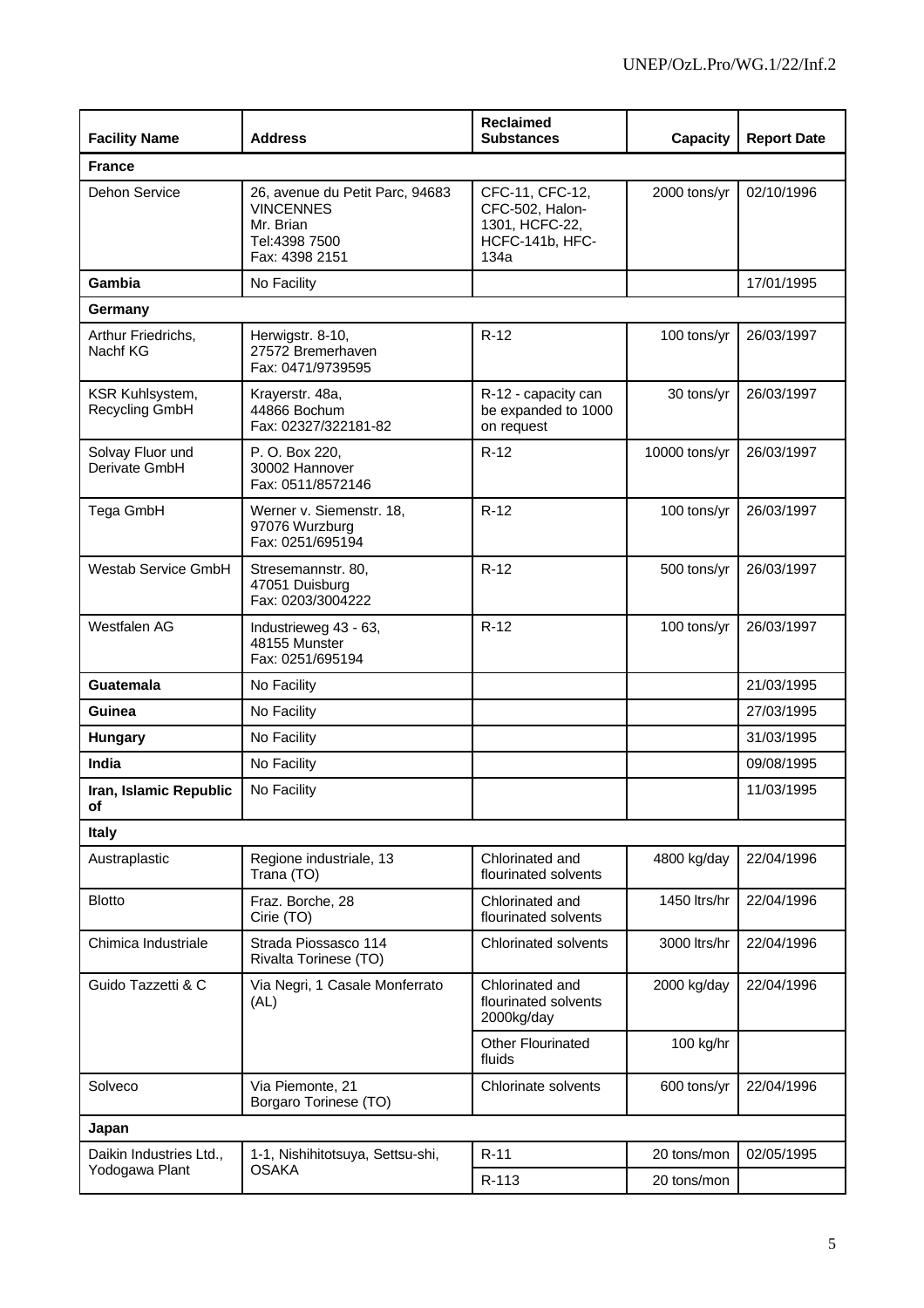| Facility Name | Address | Reclaimed Substances | Capacity | Report Date |
|---|---|---|---|---|
| **France** | | | | |
| Dehon Service | 26, avenue du Petit Parc, 94683 VINCENNES<br>Mr. Brian<br>Tel:4398 7500<br>Fax: 4398 2151 | CFC-11, CFC-12, CFC-502, Halon-1301, HCFC-22, HCFC-141b, HFC-134a | 2000 tons/yr | 02/10/1996 |
| **Gambia** | No Facility | | | 17/01/1995 |
| **Germany** | | | | |
| Arthur Friedrichs, Nachf KG | Herwigstr. 8-10,<br>27572 Bremerhaven<br>Fax: 0471/9739595 | R-12 | 100 tons/yr | 26/03/1997 |
| KSR Kuhlsystem, Recycling GmbH | Krayerstr. 48a,<br>44866 Bochum<br>Fax: 02327/322181-82 | R-12 - capacity can be expanded to 1000 on request | 30 tons/yr | 26/03/1997 |
| Solvay Fluor und Derivate GmbH | P. O. Box 220,<br>30002 Hannover<br>Fax: 0511/8572146 | R-12 | 10000 tons/yr | 26/03/1997 |
| Tega GmbH | Werner v. Siemenstr. 18,<br>97076 Wurzburg<br>Fax: 0251/695194 | R-12 | 100 tons/yr | 26/03/1997 |
| Westab Service GmbH | Stresemannstr. 80,<br>47051 Duisburg<br>Fax: 0203/3004222 | R-12 | 500 tons/yr | 26/03/1997 |
| Westfalen AG | Industrieweg 43 - 63,<br>48155 Munster<br>Fax: 0251/695194 | R-12 | 100 tons/yr | 26/03/1997 |
| **Guatemala** | No Facility | | | 21/03/1995 |
| **Guinea** | No Facility | | | 27/03/1995 |
| **Hungary** | No Facility | | | 31/03/1995 |
| **India** | No Facility | | | 09/08/1995 |
| **Iran, Islamic Republic of** | No Facility | | | 11/03/1995 |
| **Italy** | | | | |
| Austraplastic | Regione industriale, 13<br>Trana (TO) | Chlorinated and flourinated solvents | 4800 kg/day | 22/04/1996 |
| Blotto | Fraz. Borche, 28<br>Cirie (TO) | Chlorinated and flourinated solvents | 1450 ltrs/hr | 22/04/1996 |
| Chimica Industriale | Strada Piossasco 114<br>Rivalta Torinese (TO) | Chlorinated solvents | 3000 ltrs/hr | 22/04/1996 |
| Guido Tazzetti & C | Via Negri, 1 Casale Monferrato (AL) | Chlorinated and flourinated solvents 2000kg/day | 2000 kg/day | 22/04/1996 |
| | | Other Flourinated fluids | 100 kg/hr | |
| Solveco | Via Piemonte, 21<br>Borgaro Torinese (TO) | Chlorinate solvents | 600 tons/yr | 22/04/1996 |
| **Japan** | | | | |
| Daikin Industries Ltd., Yodogawa Plant | 1-1, Nishihitotsuya, Settsu-shi, OSAKA | R-11 | 20 tons/mon | 02/05/1995 |
| | | R-113 | 20 tons/mon | |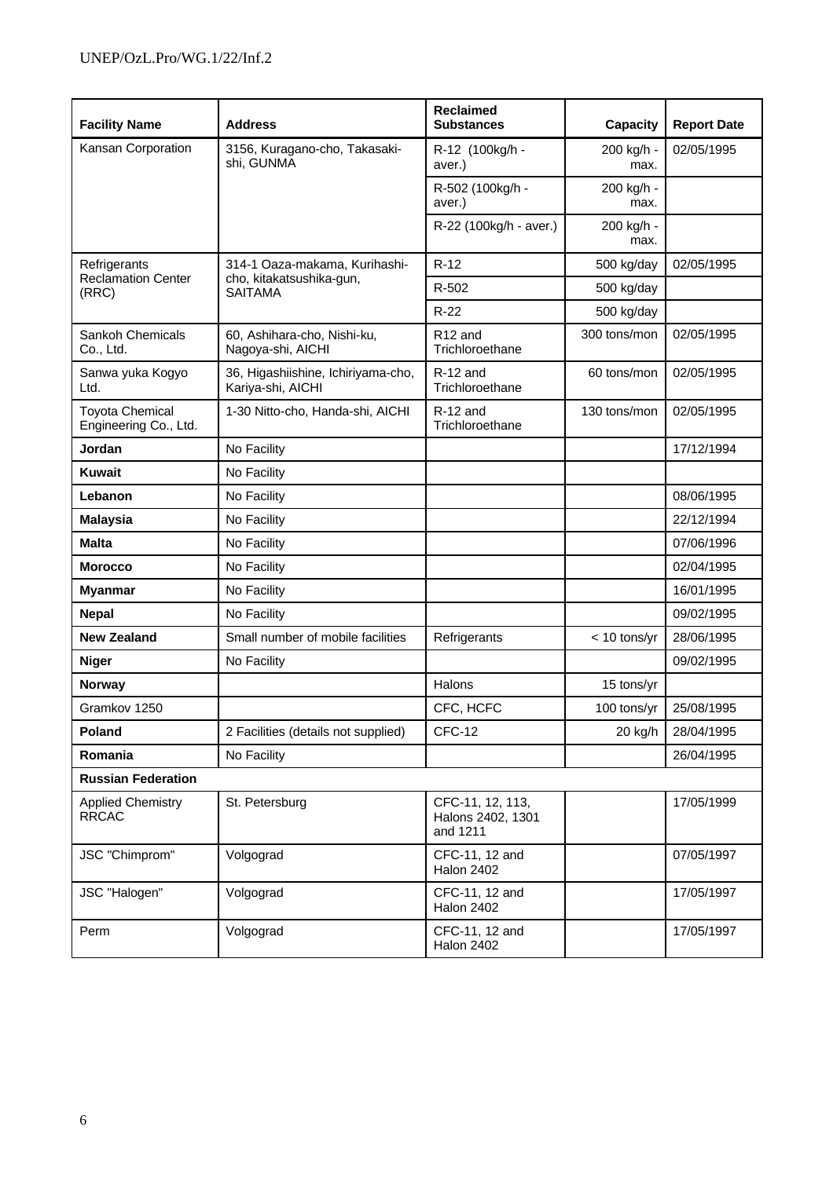| Facility Name | Address | Reclaimed Substances | Capacity | Report Date |
|---|---|---|---|---|
| Kansan Corporation | 3156, Kuragano-cho, Takasaki-shi, GUNMA | R-12 (100kg/h - aver.) | 200 kg/h - max. | 02/05/1995 |
| | | R-502 (100kg/h - aver.) | 200 kg/h - max. | |
| | | R-22 (100kg/h - aver.) | 200 kg/h - max. | |
| Refrigerants Reclamation Center (RRC) | 314-1 Oaza-makama, Kurihashi-cho, kitakatsushika-gun, SAITAMA | R-12 | 500 kg/day | 02/05/1995 |
| | | R-502 | 500 kg/day | |
| | | R-22 | 500 kg/day | |
| Sankoh Chemicals Co., Ltd. | 60, Ashihara-cho, Nishi-ku, Nagoya-shi, AICHI | R12 and Trichloroethane | 300 tons/mon | 02/05/1995 |
| Sanwa yuka Kogyo Ltd. | 36, Higashiishine, Ichiriyama-cho, Kariya-shi, AICHI | R-12 and Trichloroethane | 60 tons/mon | 02/05/1995 |
| Toyota Chemical Engineering Co., Ltd. | 1-30 Nitto-cho, Handa-shi, AICHI | R-12 and Trichloroethane | 130 tons/mon | 02/05/1995 |
| **Jordan** | No Facility | | | 17/12/1994 |
| **Kuwait** | No Facility | | | |
| **Lebanon** | No Facility | | | 08/06/1995 |
| **Malaysia** | No Facility | | | 22/12/1994 |
| **Malta** | No Facility | | | 07/06/1996 |
| **Morocco** | No Facility | | | 02/04/1995 |
| **Myanmar** | No Facility | | | 16/01/1995 |
| **Nepal** | No Facility | | | 09/02/1995 |
| **New Zealand** | Small number of mobile facilities | Refrigerants | < 10 tons/yr | 28/06/1995 |
| **Niger** | No Facility | | | 09/02/1995 |
| **Norway** | | Halons | 15 tons/yr | |
| Gramkov 1250 | | CFC, HCFC | 100 tons/yr | 25/08/1995 |
| **Poland** | 2 Facilities (details not supplied) | CFC-12 | 20 kg/h | 28/04/1995 |
| **Romania** | No Facility | | | 26/04/1995 |
| **Russian Federation** | | | | |
| Applied Chemistry RRCAC | St. Petersburg | CFC-11, 12, 113, Halons 2402, 1301 and 1211 | | 17/05/1999 |
| JSC "Chimprom" | Volgograd | CFC-11, 12 and Halon 2402 | | 07/05/1997 |
| JSC "Halogen" | Volgograd | CFC-11, 12 and Halon 2402 | | 17/05/1997 |
| Perm | Volgograd | CFC-11, 12 and Halon 2402 | | 17/05/1997 |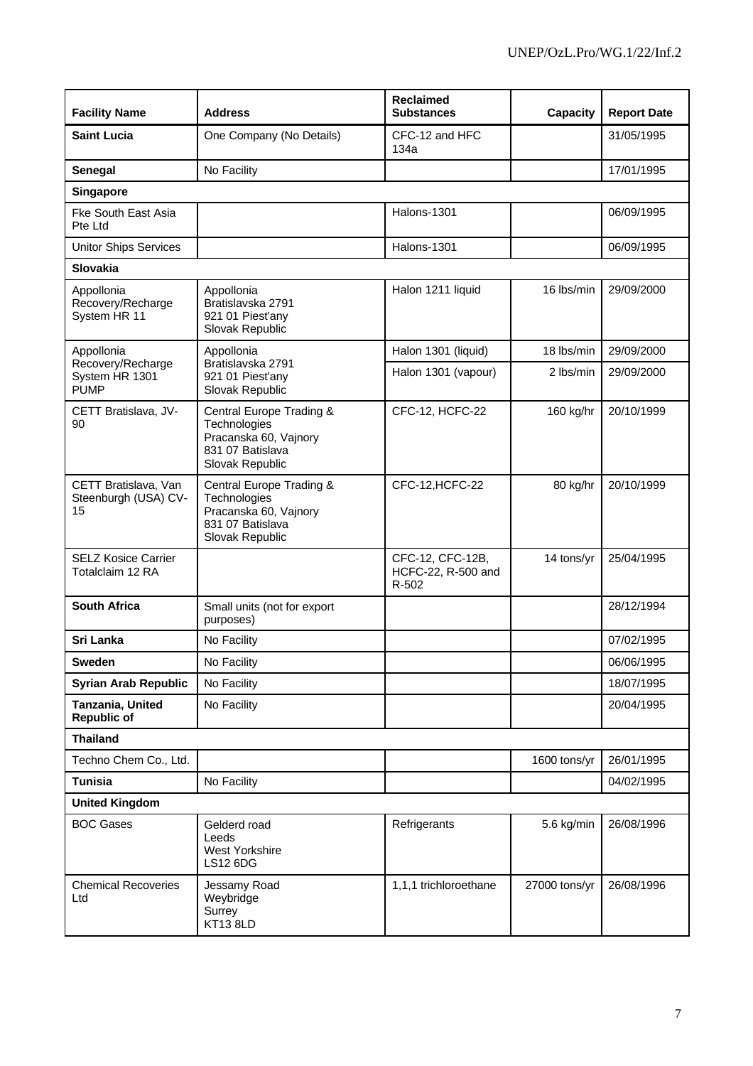| Facility Name | Address | Reclaimed Substances | Capacity | Report Date |
|---|---|---|---|---|
| **Saint Lucia** | One Company (No Details) | CFC-12 and HFC 134a | | 31/05/1995 |
| **Senegal** | No Facility | | | 17/01/1995 |
| **Singapore** | | | | |
| Fke South East Asia Pte Ltd | | Halons-1301 | | 06/09/1995 |
| Unitor Ships Services | | Halons-1301 | | 06/09/1995 |
| **Slovakia** | | | | |
| Appollonia Recovery/Recharge System HR 11 | Appollonia Bratislavska 2791 921 01 Piest'any Slovak Republic | Halon 1211 liquid | 16 lbs/min | 29/09/2000 |
| Appollonia Recovery/Recharge System HR 1301 PUMP | Appollonia Bratislavska 2791 921 01 Piest'any Slovak Republic | Halon 1301 (liquid) | 18 lbs/min | 29/09/2000 |
| | | Halon 1301 (vapour) | 2 lbs/min | 29/09/2000 |
| CETT Bratislava, JV-90 | Central Europe Trading & Technologies Pracanska 60, Vajnory 831 07 Batislava Slovak Republic | CFC-12, HCFC-22 | 160 kg/hr | 20/10/1999 |
| CETT Bratislava, Van Steenburgh (USA) CV-15 | Central Europe Trading & Technologies Pracanska 60, Vajnory 831 07 Batislava Slovak Republic | CFC-12,HCFC-22 | 80 kg/hr | 20/10/1999 |
| SELZ Kosice Carrier Totalclaim 12 RA | | CFC-12, CFC-12B, HCFC-22, R-500 and R-502 | 14 tons/yr | 25/04/1995 |
| **South Africa** | Small units (not for export purposes) | | | 28/12/1994 |
| **Sri Lanka** | No Facility | | | 07/02/1995 |
| **Sweden** | No Facility | | | 06/06/1995 |
| **Syrian Arab Republic** | No Facility | | | 18/07/1995 |
| **Tanzania, United Republic of** | No Facility | | | 20/04/1995 |
| **Thailand** | | | | |
| Techno Chem Co., Ltd. | | | 1600 tons/yr | 26/01/1995 |
| **Tunisia** | No Facility | | | 04/02/1995 |
| **United Kingdom** | | | | |
| BOC Gases | Gelderd road Leeds West Yorkshire LS12 6DG | Refrigerants | 5.6 kg/min | 26/08/1996 |
| Chemical Recoveries Ltd | Jessamy Road Weybridge Surrey KT13 8LD | 1,1,1 trichloroethane | 27000 tons/yr | 26/08/1996 |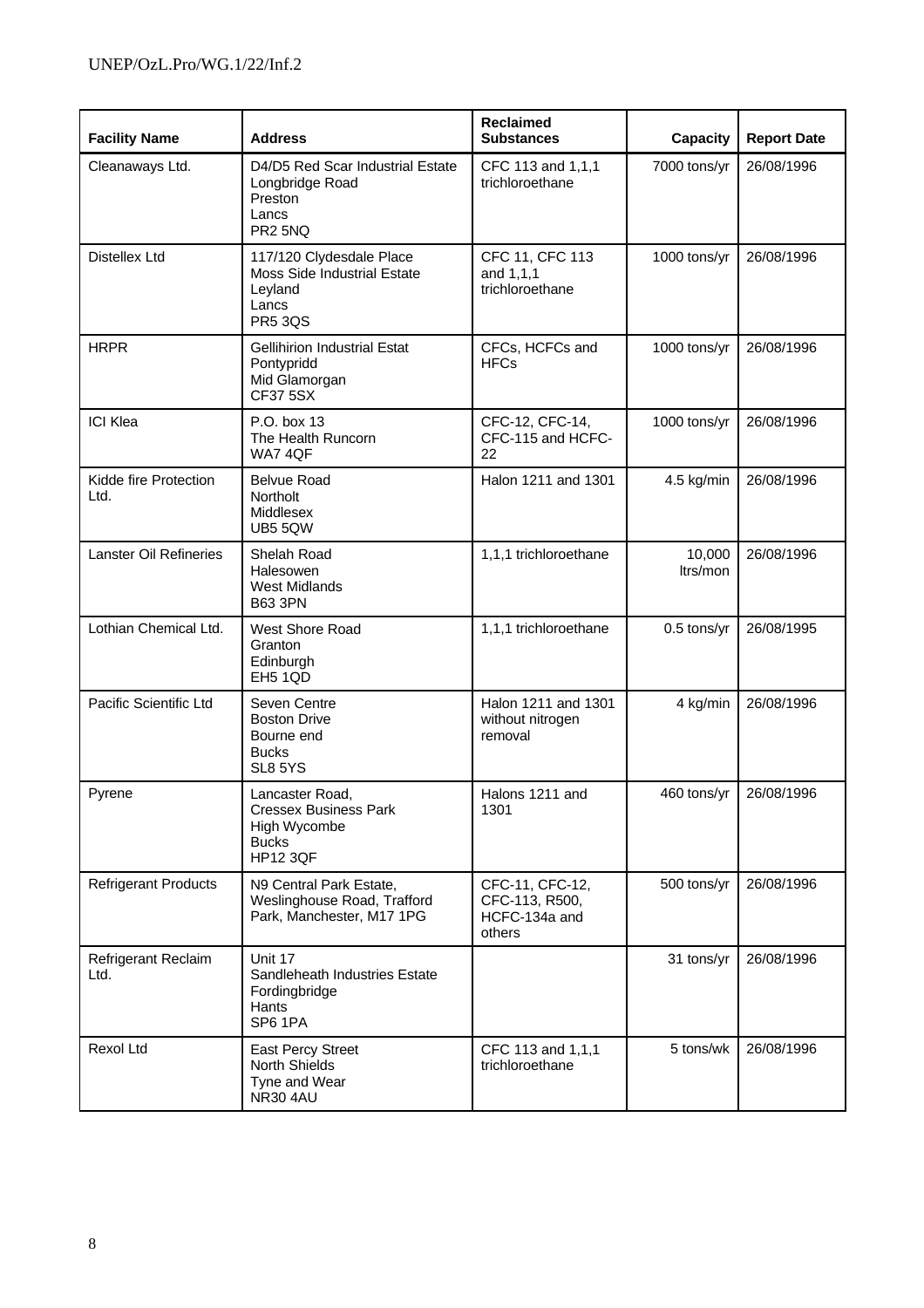| Facility Name | Address | Reclaimed Substances | Capacity | Report Date |
|---|---|---|---|---|
| Cleanaways Ltd. | D4/D5 Red Scar Industrial Estate<br>Longbridge Road<br>Preston<br>Lancs<br>PR2 5NQ | CFC 113 and 1,1,1 trichloroethane | 7000 tons/yr | 26/08/1996 |
| Distellex Ltd | 117/120 Clydesdale Place<br>Moss Side Industrial Estate<br>Leyland<br>Lancs<br>PR5 3QS | CFC 11, CFC 113 and 1,1,1 trichloroethane | 1000 tons/yr | 26/08/1996 |
| HRPR | Gellihirion Industrial Estat<br>Pontypridd<br>Mid Glamorgan<br>CF37 5SX | CFCs, HCFCs and HFCs | 1000 tons/yr | 26/08/1996 |
| ICI Klea | P.O. box 13<br>The Health Runcorn<br>WA7 4QF | CFC-12, CFC-14, CFC-115 and HCFC-22 | 1000 tons/yr | 26/08/1996 |
| Kidde fire Protection Ltd. | Belvue Road<br>Northolt<br>Middlesex<br>UB5 5QW | Halon 1211 and 1301 | 4.5 kg/min | 26/08/1996 |
| Lanster Oil Refineries | Shelah Road<br>Halesowen<br>West Midlands<br>B63 3PN | 1,1,1 trichloroethane | 10,000 ltrs/mon | 26/08/1996 |
| Lothian Chemical Ltd. | West Shore Road<br>Granton<br>Edinburgh<br>EH5 1QD | 1,1,1 trichloroethane | 0.5 tons/yr | 26/08/1995 |
| Pacific Scientific Ltd | Seven Centre<br>Boston Drive<br>Bourne end<br>Bucks<br>SL8 5YS | Halon 1211 and 1301 without nitrogen removal | 4 kg/min | 26/08/1996 |
| Pyrene | Lancaster Road,<br>Cressex Business Park<br>High Wycombe<br>Bucks<br>HP12 3QF | Halons 1211 and 1301 | 460 tons/yr | 26/08/1996 |
| Refrigerant Products | N9 Central Park Estate,<br>Weslinghouse Road, Trafford Park, Manchester, M17 1PG | CFC-11, CFC-12, CFC-113, R500, HCFC-134a and others | 500 tons/yr | 26/08/1996 |
| Refrigerant Reclaim Ltd. | Unit 17<br>Sandleheath Industries Estate<br>Fordingbridge<br>Hants<br>SP6 1PA | | 31 tons/yr | 26/08/1996 |
| Rexol Ltd | East Percy Street<br>North Shields<br>Tyne and Wear<br>NR30 4AU | CFC 113 and 1,1,1 trichloroethane | 5 tons/wk | 26/08/1996 |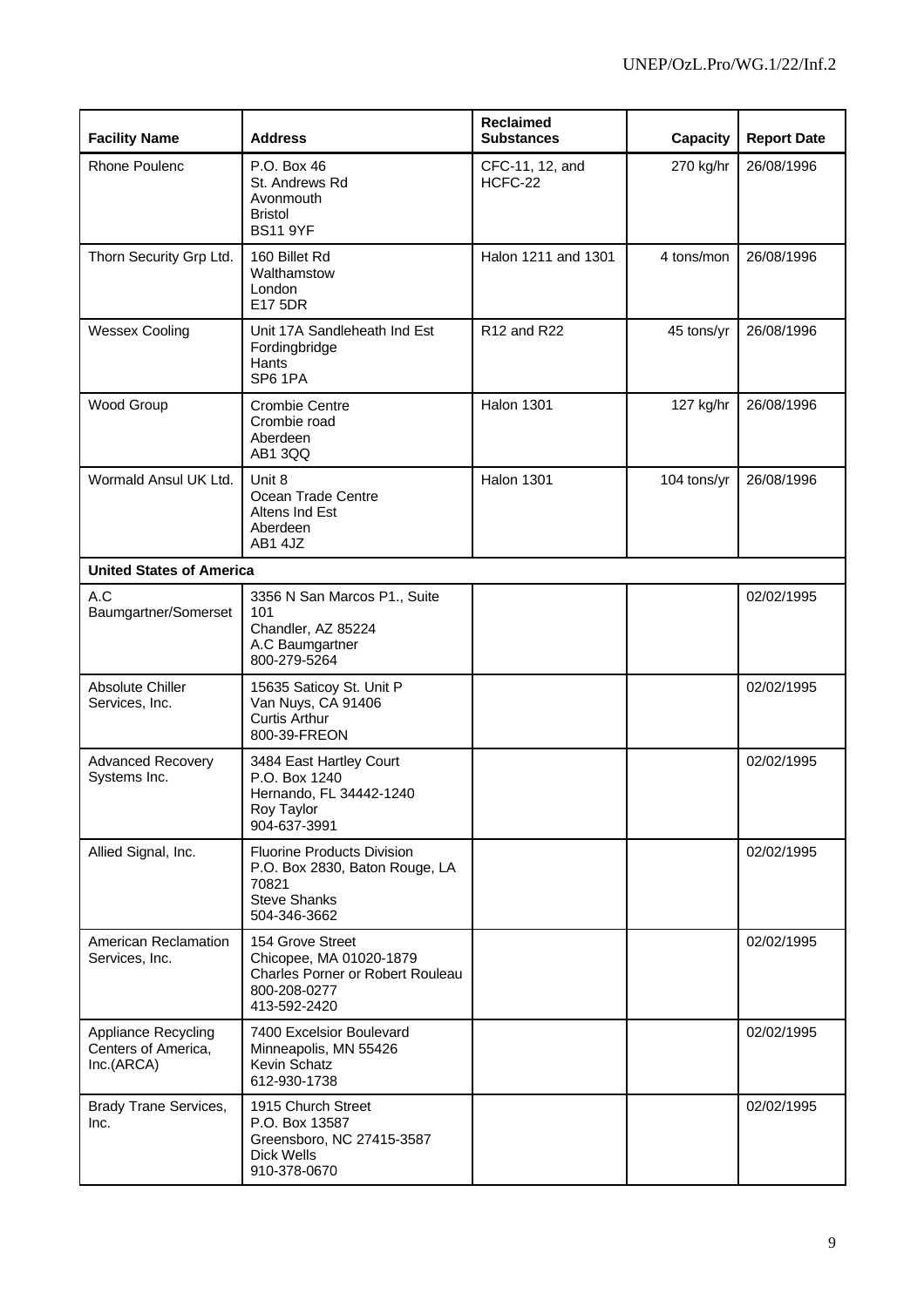| Facility Name | Address | Reclaimed Substances | Capacity | Report Date |
|---|---|---|---|---|
| Rhone Poulenc | P.O. Box 46<br>St. Andrews Rd<br>Avonmouth<br>Bristol<br>BS11 9YF | CFC-11, 12, and HCFC-22 | 270 kg/hr | 26/08/1996 |
| Thorn Security Grp Ltd. | 160 Billet Rd<br>Walthamstow<br>London<br>E17 5DR | Halon 1211 and 1301 | 4 tons/mon | 26/08/1996 |
| Wessex Cooling | Unit 17A Sandleheath Ind Est<br>Fordingbridge<br>Hants<br>SP6 1PA | R12 and R22 | 45 tons/yr | 26/08/1996 |
| Wood Group | Crombie Centre<br>Crombie road<br>Aberdeen<br>AB1 3QQ | Halon 1301 | 127 kg/hr | 26/08/1996 |
| Wormald Ansul UK Ltd. | Unit 8<br>Ocean Trade Centre<br>Altens Ind Est<br>Aberdeen<br>AB1 4JZ | Halon 1301 | 104 tons/yr | 26/08/1996 |
| **United States of America** | | | | |
| A.C Baumgartner/Somerset | 3356 N San Marcos P1., Suite 101<br>Chandler, AZ 85224<br>A.C Baumgartner<br>800-279-5264 | | | 02/02/1995 |
| Absolute Chiller Services, Inc. | 15635 Saticoy St. Unit P<br>Van Nuys, CA 91406<br>Curtis Arthur<br>800-39-FREON | | | 02/02/1995 |
| Advanced Recovery Systems Inc. | 3484 East Hartley Court<br>P.O. Box 1240<br>Hernando, FL 34442-1240<br>Roy Taylor<br>904-637-3991 | | | 02/02/1995 |
| Allied Signal, Inc. | Fluorine Products Division<br>P.O. Box 2830, Baton Rouge, LA 70821<br>Steve Shanks<br>504-346-3662 | | | 02/02/1995 |
| American Reclamation Services, Inc. | 154 Grove Street<br>Chicopee, MA 01020-1879<br>Charles Porner or Robert Rouleau<br>800-208-0277<br>413-592-2420 | | | 02/02/1995 |
| Appliance Recycling Centers of America, Inc.(ARCA) | 7400 Excelsior Boulevard<br>Minneapolis, MN 55426<br>Kevin Schatz<br>612-930-1738 | | | 02/02/1995 |
| Brady Trane Services, Inc. | 1915 Church Street<br>P.O. Box 13587<br>Greensboro, NC 27415-3587<br>Dick Wells<br>910-378-0670 | | | 02/02/1995 |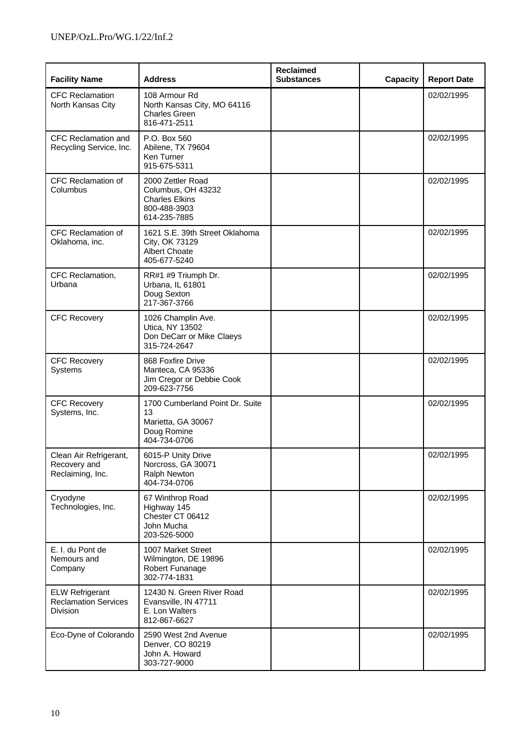| Facility Name | Address | Reclaimed Substances | Capacity | Report Date |
|---|---|---|---|---|
| CFC Reclamation North Kansas City | 108 Armour Rd<br>North Kansas City, MO 64116<br>Charles Green<br>816-471-2511 | | | 02/02/1995 |
| CFC Reclamation and Recycling Service, Inc. | P.O. Box 560<br>Abilene, TX 79604<br>Ken Turner<br>915-675-5311 | | | 02/02/1995 |
| CFC Reclamation of Columbus | 2000 Zettler Road<br>Columbus, OH 43232<br>Charles Elkins<br>800-488-3903<br>614-235-7885 | | | 02/02/1995 |
| CFC Reclamation of Oklahoma, inc. | 1621 S.E. 39th Street Oklahoma City, OK 73129<br>Albert Choate<br>405-677-5240 | | | 02/02/1995 |
| CFC Reclamation, Urbana | RR#1 #9 Triumph Dr.<br>Urbana, IL 61801<br>Doug Sexton<br>217-367-3766 | | | 02/02/1995 |
| CFC Recovery | 1026 Champlin Ave.<br>Utica, NY 13502<br>Don DeCarr or Mike Claeys<br>315-724-2647 | | | 02/02/1995 |
| CFC Recovery Systems | 868 Foxfire Drive<br>Manteca, CA 95336<br>Jim Cregor or Debbie Cook<br>209-623-7756 | | | 02/02/1995 |
| CFC Recovery Systems, Inc. | 1700 Cumberland Point Dr. Suite 13<br>Marietta, GA 30067<br>Doug Romine<br>404-734-0706 | | | 02/02/1995 |
| Clean Air Refrigerant, Recovery and Reclaiming, Inc. | 6015-P Unity Drive<br>Norcross, GA 30071<br>Ralph Newton<br>404-734-0706 | | | 02/02/1995 |
| Cryodyne Technologies, Inc. | 67 Winthrop Road<br>Highway 145<br>Chester CT 06412<br>John Mucha<br>203-526-5000 | | | 02/02/1995 |
| E. I. du Pont de Nemours and Company | 1007 Market Street<br>Wilmington, DE 19896<br>Robert Funanage<br>302-774-1831 | | | 02/02/1995 |
| ELW Refrigerant Reclamation Services Division | 12430 N. Green River Road<br>Evansville, IN 47711<br>E. Lon Walters<br>812-867-6627 | | | 02/02/1995 |
| Eco-Dyne of Colorando | 2590 West 2nd Avenue<br>Denver, CO 80219<br>John A. Howard<br>303-727-9000 | | | 02/02/1995 |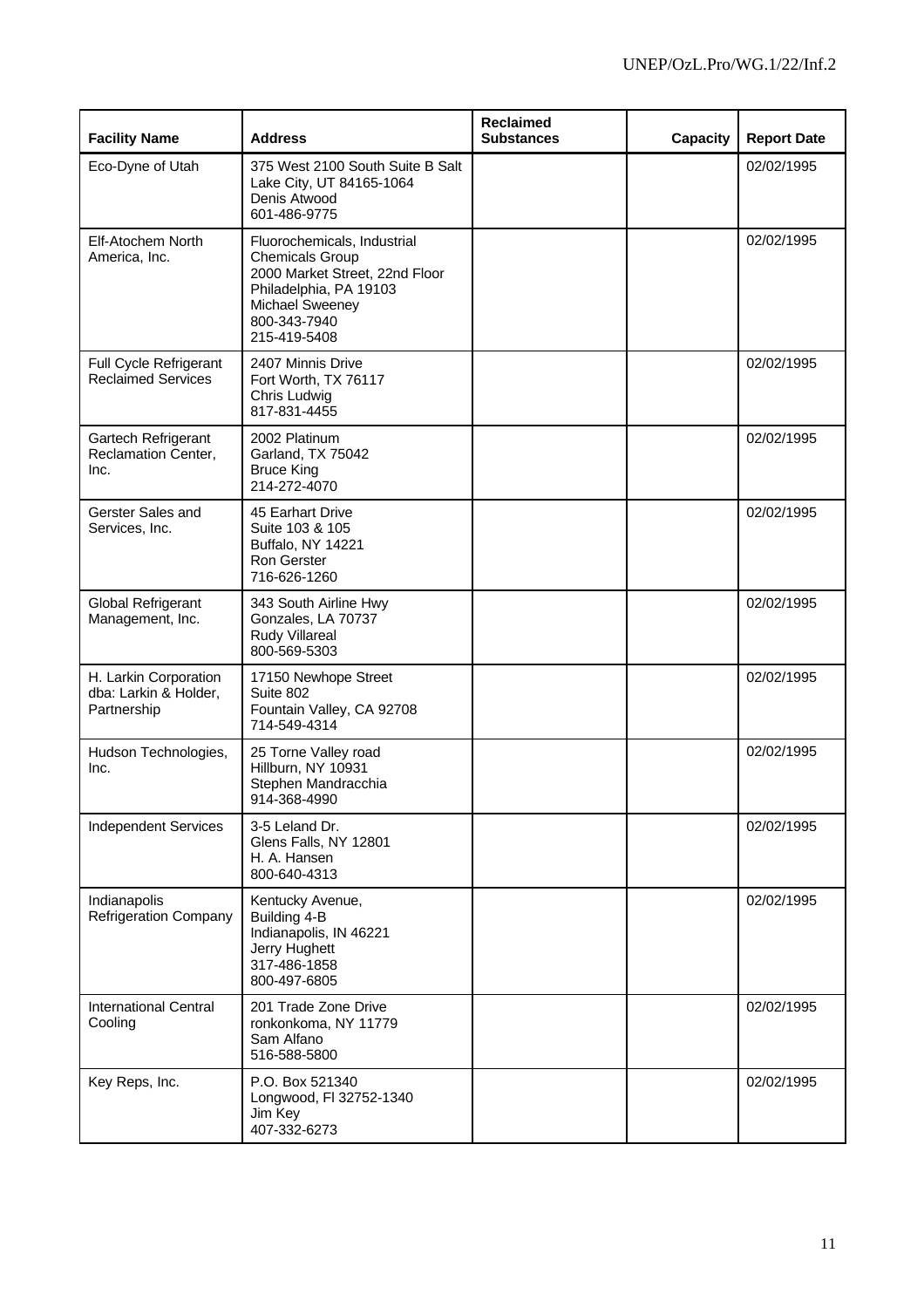| Facility Name | Address | Reclaimed Substances | Capacity | Report Date |
|---|---|---|---|---|
| Eco-Dyne of Utah | 375 West 2100 South Suite B Salt Lake City, UT 84165-1064<br>Denis Atwood<br>601-486-9775 | | | 02/02/1995 |
| Elf-Atochem North America, Inc. | Fluorochemicals, Industrial Chemicals Group<br>2000 Market Street, 22nd Floor<br>Philadelphia, PA 19103<br>Michael Sweeney<br>800-343-7940<br>215-419-5408 | | | 02/02/1995 |
| Full Cycle Refrigerant Reclaimed Services | 2407 Minnis Drive<br>Fort Worth, TX 76117<br>Chris Ludwig<br>817-831-4455 | | | 02/02/1995 |
| Gartech Refrigerant Reclamation Center, Inc. | 2002 Platinum<br>Garland, TX 75042<br>Bruce King<br>214-272-4070 | | | 02/02/1995 |
| Gerster Sales and Services, Inc. | 45 Earhart Drive<br>Suite 103 & 105<br>Buffalo, NY 14221<br>Ron Gerster<br>716-626-1260 | | | 02/02/1995 |
| Global Refrigerant Management, Inc. | 343 South Airline Hwy<br>Gonzales, LA 70737<br>Rudy Villareal<br>800-569-5303 | | | 02/02/1995 |
| H. Larkin Corporation dba: Larkin & Holder, Partnership | 17150 Newhope Street<br>Suite 802<br>Fountain Valley, CA 92708<br>714-549-4314 | | | 02/02/1995 |
| Hudson Technologies, Inc. | 25 Torne Valley road<br>Hillburn, NY 10931<br>Stephen Mandracchia<br>914-368-4990 | | | 02/02/1995 |
| Independent Services | 3-5 Leland Dr.<br>Glens Falls, NY 12801<br>H. A. Hansen<br>800-640-4313 | | | 02/02/1995 |
| Indianapolis Refrigeration Company | Kentucky Avenue,<br>Building 4-B<br>Indianapolis, IN 46221<br>Jerry Hughett<br>317-486-1858<br>800-497-6805 | | | 02/02/1995 |
| International Central Cooling | 201 Trade Zone Drive<br>ronkonkoma, NY 11779<br>Sam Alfano<br>516-588-5800 | | | 02/02/1995 |
| Key Reps, Inc. | P.O. Box 521340<br>Longwood, Fl 32752-1340<br>Jim Key<br>407-332-6273 | | | 02/02/1995 |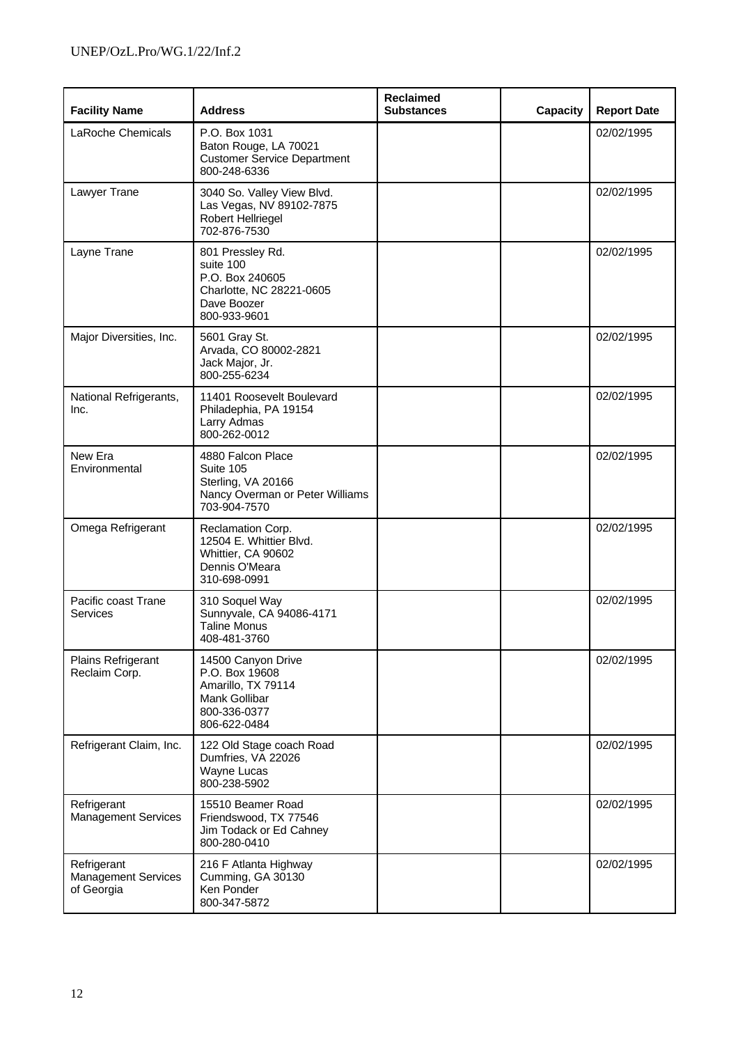| Facility Name | Address | Reclaimed Substances | Capacity | Report Date |
|---|---|---|---|---|
| LaRoche Chemicals | P.O. Box 1031<br>Baton Rouge, LA 70021<br>Customer Service Department<br>800-248-6336 | | | 02/02/1995 |
| Lawyer Trane | 3040 So. Valley View Blvd.<br>Las Vegas, NV 89102-7875<br>Robert Hellriegel<br>702-876-7530 | | | 02/02/1995 |
| Layne Trane | 801 Pressley Rd.<br>suite 100<br>P.O. Box 240605<br>Charlotte, NC 28221-0605<br>Dave Boozer<br>800-933-9601 | | | 02/02/1995 |
| Major Diversities, Inc. | 5601 Gray St.<br>Arvada, CO 80002-2821<br>Jack Major, Jr.<br>800-255-6234 | | | 02/02/1995 |
| National Refrigerants, Inc. | 11401 Roosevelt Boulevard<br>Philadephia, PA 19154<br>Larry Admas<br>800-262-0012 | | | 02/02/1995 |
| New Era Environmental | 4880 Falcon Place<br>Suite 105<br>Sterling, VA 20166<br>Nancy Overman or Peter Williams<br>703-904-7570 | | | 02/02/1995 |
| Omega Refrigerant | Reclamation Corp.<br>12504 E. Whittier Blvd.<br>Whittier, CA 90602<br>Dennis O'Meara<br>310-698-0991 | | | 02/02/1995 |
| Pacific coast Trane Services | 310 Soquel Way<br>Sunnyvale, CA 94086-4171<br>Taline Monus<br>408-481-3760 | | | 02/02/1995 |
| Plains Refrigerant Reclaim Corp. | 14500 Canyon Drive<br>P.O. Box 19608<br>Amarillo, TX 79114<br>Mank Gollibar<br>800-336-0377<br>806-622-0484 | | | 02/02/1995 |
| Refrigerant Claim, Inc. | 122 Old Stage coach Road<br>Dumfries, VA 22026<br>Wayne Lucas<br>800-238-5902 | | | 02/02/1995 |
| Refrigerant Management Services | 15510 Beamer Road<br>Friendswood, TX 77546<br>Jim Todack or Ed Cahney<br>800-280-0410 | | | 02/02/1995 |
| Refrigerant Management Services of Georgia | 216 F Atlanta Highway<br>Cumming, GA 30130<br>Ken Ponder<br>800-347-5872 | | | 02/02/1995 |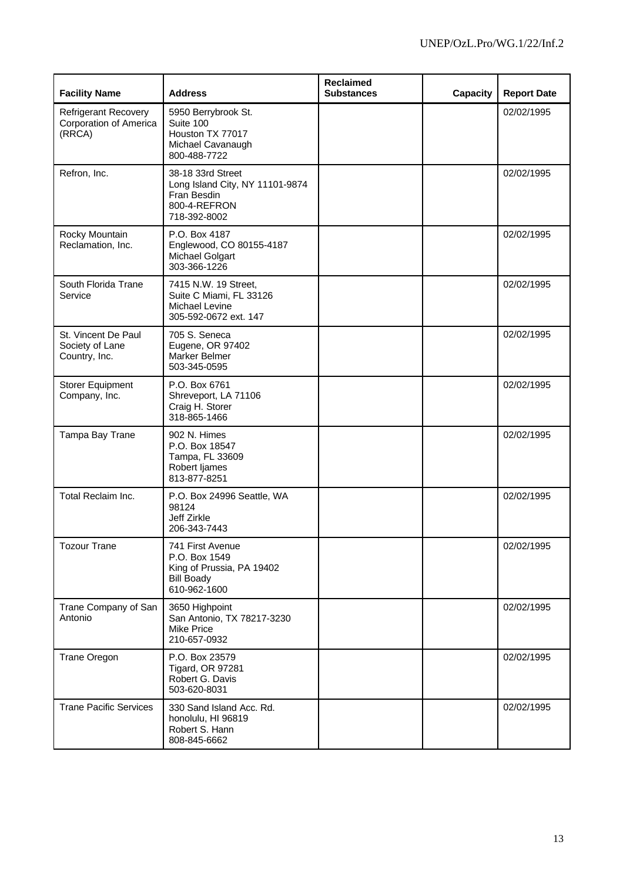| Facility Name | Address | Reclaimed Substances | Capacity | Report Date |
|---|---|---|---|---|
| Refrigerant Recovery Corporation of America (RRCA) | 5950 Berrybrook St. Suite 100 Houston TX 77017 Michael Cavanaugh 800-488-7722 | | | 02/02/1995 |
| Refron, Inc. | 38-18 33rd Street Long Island City, NY 11101-9874 Fran Besdin 800-4-REFRON 718-392-8002 | | | 02/02/1995 |
| Rocky Mountain Reclamation, Inc. | P.O. Box 4187 Englewood, CO 80155-4187 Michael Golgart 303-366-1226 | | | 02/02/1995 |
| South Florida Trane Service | 7415 N.W. 19 Street, Suite C Miami, FL 33126 Michael Levine 305-592-0672 ext. 147 | | | 02/02/1995 |
| St. Vincent De Paul Society of Lane Country, Inc. | 705 S. Seneca Eugene, OR 97402 Marker Belmer 503-345-0595 | | | 02/02/1995 |
| Storer Equipment Company, Inc. | P.O. Box 6761 Shreveport, LA 71106 Craig H. Storer 318-865-1466 | | | 02/02/1995 |
| Tampa Bay Trane | 902 N. Himes P.O. Box 18547 Tampa, FL 33609 Robert Ijames 813-877-8251 | | | 02/02/1995 |
| Total Reclaim Inc. | P.O. Box 24996 Seattle, WA 98124 Jeff Zirkle 206-343-7443 | | | 02/02/1995 |
| Tozour Trane | 741 First Avenue P.O. Box 1549 King of Prussia, PA 19402 Bill Boady 610-962-1600 | | | 02/02/1995 |
| Trane Company of San Antonio | 3650 Highpoint San Antonio, TX 78217-3230 Mike Price 210-657-0932 | | | 02/02/1995 |
| Trane Oregon | P.O. Box 23579 Tigard, OR 97281 Robert G. Davis 503-620-8031 | | | 02/02/1995 |
| Trane Pacific Services | 330 Sand Island Acc. Rd. honolulu, HI 96819 Robert S. Hann 808-845-6662 | | | 02/02/1995 |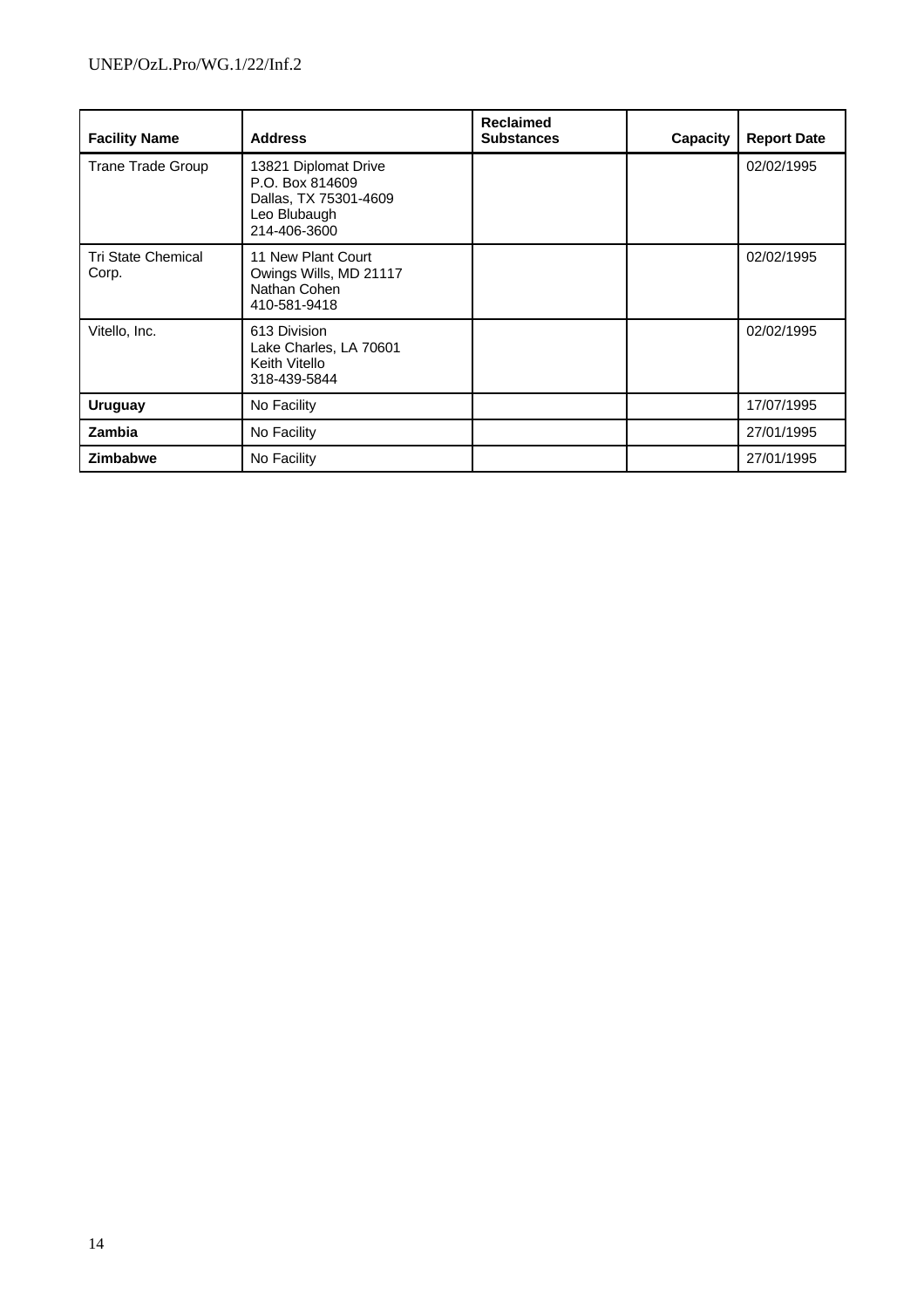| Facility Name | Address | Reclaimed Substances | Capacity | Report Date |
|---|---|---|---|---|
| Trane Trade Group | 13821 Diplomat Drive<br>P.O. Box 814609<br>Dallas, TX 75301-4609<br>Leo Blubaugh<br>214-406-3600 | | | 02/02/1995 |
| Tri State Chemical Corp. | 11 New Plant Court<br>Owings Wills, MD 21117<br>Nathan Cohen<br>410-581-9418 | | | 02/02/1995 |
| Vitello, Inc. | 613 Division<br>Lake Charles, LA 70601<br>Keith Vitello<br>318-439-5844 | | | 02/02/1995 |
| **Uruguay** | No Facility | | | 17/07/1995 |
| **Zambia** | No Facility | | | 27/01/1995 |
| **Zimbabwe** | No Facility | | | 27/01/1995 |